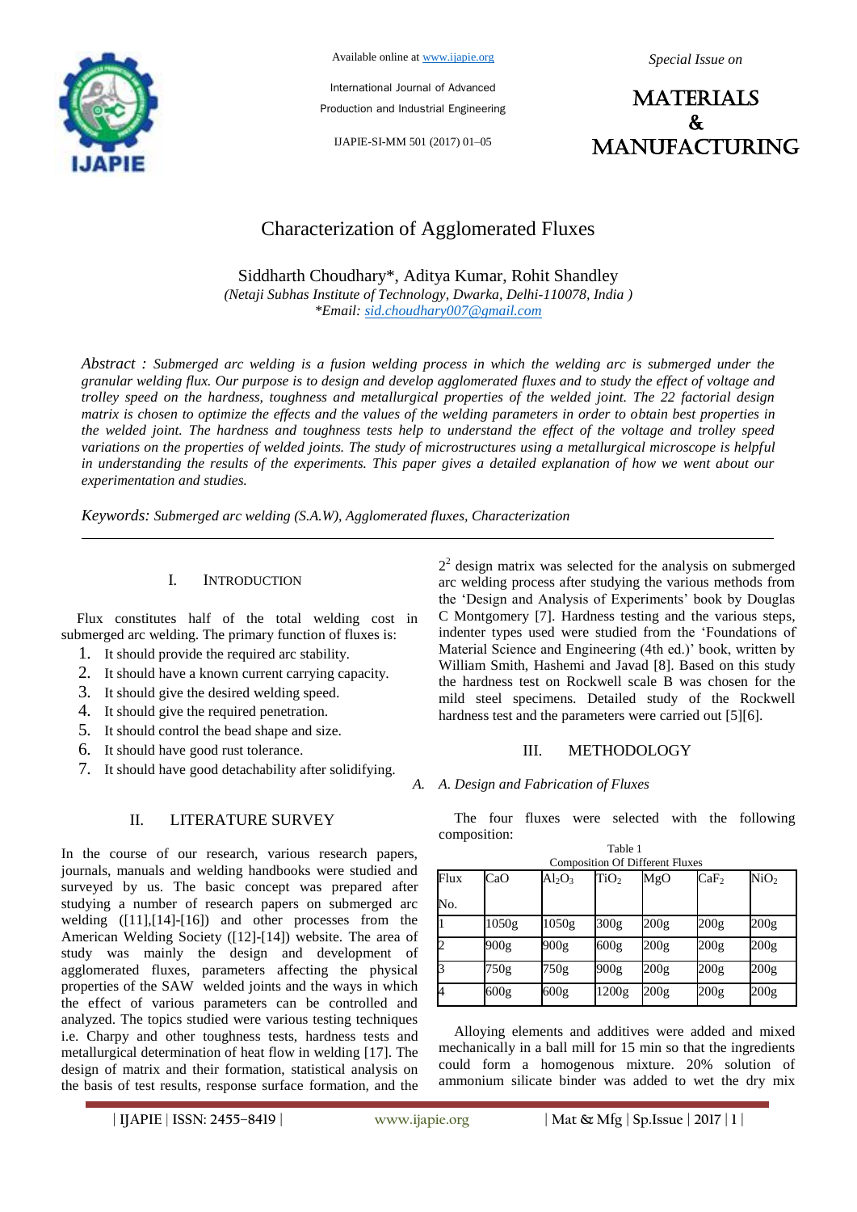# Characterization of Agglomerated Fluxes

Siddharth Choudhary*, Aditya Kumar, Rohit Shandley

*(Netaji Subhas Institute of Technology, Dwarka, Delhi-110078, India )*

*\*Email: sid.choudhary007@gmail.com*

*Abstract : Submerged arc welding is a fusion welding process in which the welding arc is submerged under the granular welding flux. Our purpose is to design and develop agglomerated fluxes and to study the effect of voltage and trolley speed on the hardness, toughness and metallurgical properties of the welded joint. The 22 factorial design matrix is chosen to optimize the effects and the values of the welding parameters in order to obtain best properties in the welded joint. The hardness and toughness tests help to understand the effect of the voltage and trolley speed variations on the properties of welded joints. The study of microstructures using a metallurgical microscope is helpful in understanding the results of the experiments. This paper gives a detailed explanation of how we went about our experimentation and studies.*

*Keywords: Submerged arc welding (S.A.W), Agglomerated fluxes, Characterization*

## I. Introduction

Flux constitutes half of the total welding cost in submerged arc welding. The primary function of fluxes is:

1. It should provide the required arc stability.
2. It should have a known current carrying capacity.
3. It should give the desired welding speed.
4. It should give the required penetration.
5. It should control the bead shape and size.
6. It should have good rust tolerance.
7. It should have good detachability after solidifying.

## II. Literature Survey

In the course of our research, various research papers, journals, manuals and welding handbooks were studied and surveyed by us. The basic concept was prepared after studying a number of research papers on submerged arc welding ([11],[14]-[16]) and other processes from the American Welding Society ([12]-[14]) website. The area of study was mainly the design and development of agglomerated fluxes, parameters affecting the physical properties of the SAW welded joints and the ways in which the effect of various parameters can be controlled and analyzed. The topics studied were various testing techniques i.e. Charpy and other toughness tests, hardness tests and metallurgical determination of heat flow in welding [17]. The design of matrix and their formation, statistical analysis on the basis of test results, response surface formation, and the $2^2$ design matrix was selected for the analysis on submerged arc welding process after studying the various methods from the 'Design and Analysis of Experiments' book by Douglas C Montgomery [7]. Hardness testing and the various steps, indenter types used were studied from the 'Foundations of Material Science and Engineering (4th ed.)' book, written by William Smith, Hashemi and Javad [8]. Based on this study the hardness test on Rockwell scale B was chosen for the mild steel specimens. Detailed study of the Rockwell hardness test and the parameters were carried out [5][6].

## III. Methodology

### A. Design and Fabrication of Fluxes

The four fluxes were selected with the following composition:

Table 1
Composition Of Different Fluxes

| Flux No. | CaO | $Al_2O_3$ | $TiO_2$ | MgO | $CaF_2$ | $NiO_2$ |
|---|---|---|---|---|---|---|
| 1 | 1050g | 1050g | 300g | 200g | 200g | 200g |
| 2 | 900g | 900g | 600g | 200g | 200g | 200g |
| 3 | 750g | 750g | 900g | 200g | 200g | 200g |
| 4 | 600g | 600g | 1200g | 200g | 200g | 200g |

Alloying elements and additives were added and mixed mechanically in a ball mill for 15 min so that the ingredients could form a homogenous mixture. 20% solution of ammonium silicate binder was added to wet the dry mix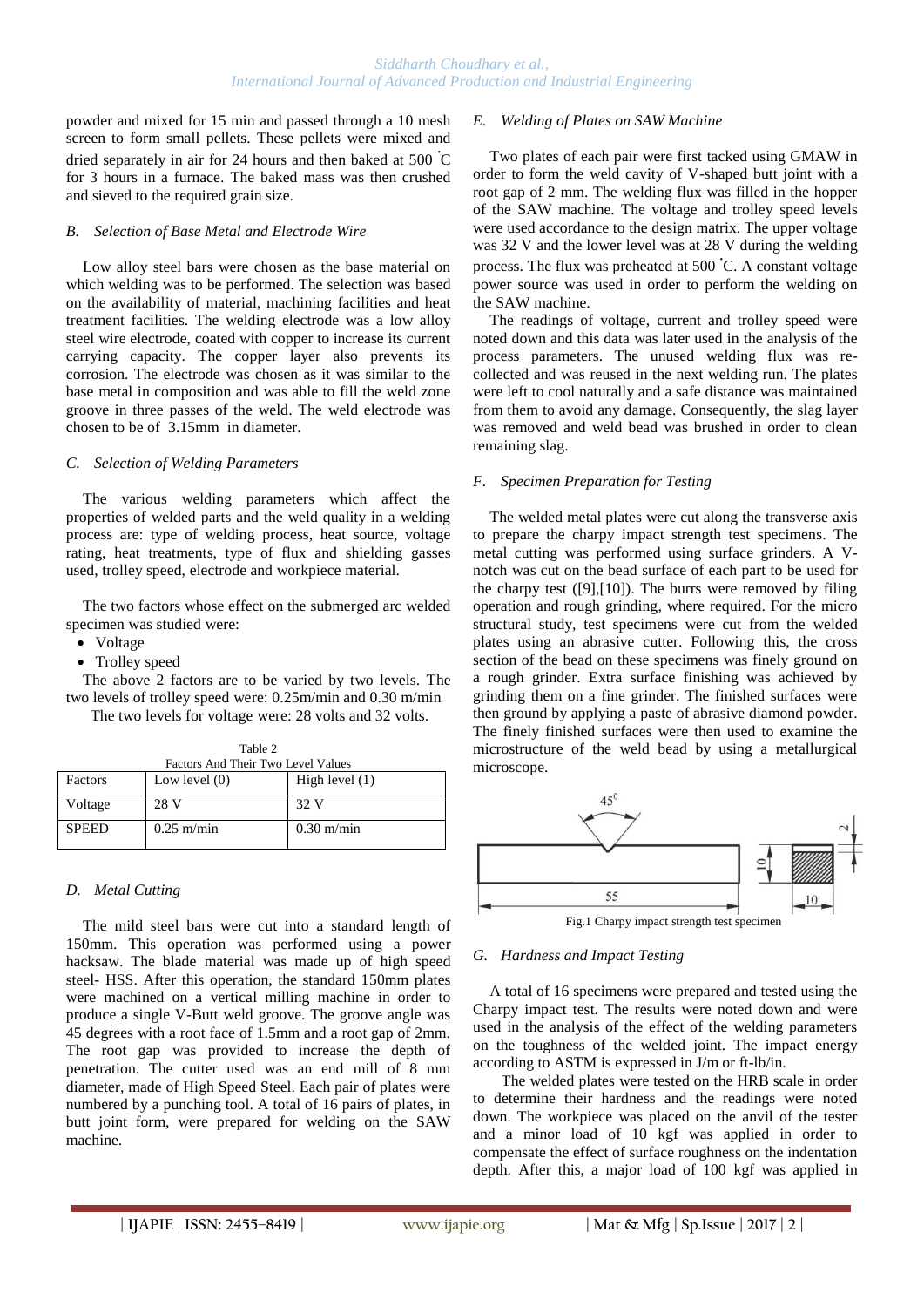powder and mixed for 15 min and passed through a 10 mesh screen to form small pellets. These pellets were mixed and dried separately in air for 24 hours and then baked at 500 ˚C for 3 hours in a furnace. The baked mass was then crushed and sieved to the required grain size.

### B. Selection of Base Metal and Electrode Wire

Low alloy steel bars were chosen as the base material on which welding was to be performed. The selection was based on the availability of material, machining facilities and heat treatment facilities. The welding electrode was a low alloy steel wire electrode, coated with copper to increase its current carrying capacity. The copper layer also prevents its corrosion. The electrode was chosen as it was similar to the base metal in composition and was able to fill the weld zone groove in three passes of the weld. The weld electrode was chosen to be of 3.15mm in diameter.

### C. Selection of Welding Parameters

The various welding parameters which affect the properties of welded parts and the weld quality in a welding process are: type of welding process, heat source, voltage rating, heat treatments, type of flux and shielding gasses used, trolley speed, electrode and workpiece material.

The two factors whose effect on the submerged arc welded specimen was studied were:

- Voltage
- Trolley speed

The above 2 factors are to be varied by two levels. The two levels of trolley speed were: 0.25m/min and 0.30 m/min

The two levels for voltage were: 28 volts and 32 volts.

Table 2
Factors And Their Two Level Values

| Factors | Low level (0) | High level (1) |
|---|---|---|
| Voltage | 28 V | 32 V |
| SPEED | 0.25 m/min | 0.30 m/min |

### D. Metal Cutting

The mild steel bars were cut into a standard length of 150mm. This operation was performed using a power hacksaw. The blade material was made up of high speed steel- HSS. After this operation, the standard 150mm plates were machined on a vertical milling machine in order to produce a single V-Butt weld groove. The groove angle was 45 degrees with a root face of 1.5mm and a root gap of 2mm. The root gap was provided to increase the depth of penetration. The cutter used was an end mill of 8 mm diameter, made of High Speed Steel. Each pair of plates were numbered by a punching tool. A total of 16 pairs of plates, in butt joint form, were prepared for welding on the SAW machine.

### E. Welding of Plates on SAW Machine

Two plates of each pair were first tacked using GMAW in order to form the weld cavity of V-shaped butt joint with a root gap of 2 mm. The welding flux was filled in the hopper of the SAW machine. The voltage and trolley speed levels were used accordance to the design matrix. The upper voltage was 32 V and the lower level was at 28 V during the welding process. The flux was preheated at 500 ˚C. A constant voltage power source was used in order to perform the welding on the SAW machine.

The readings of voltage, current and trolley speed were noted down and this data was later used in the analysis of the process parameters. The unused welding flux was re-collected and was reused in the next welding run. The plates were left to cool naturally and a safe distance was maintained from them to avoid any damage. Consequently, the slag layer was removed and weld bead was brushed in order to clean remaining slag.

### F. Specimen Preparation for Testing

The welded metal plates were cut along the transverse axis to prepare the charpy impact strength test specimens. The metal cutting was performed using surface grinders. A V-notch was cut on the bead surface of each part to be used for the charpy test ([9],[10]). The burrs were removed by filing operation and rough grinding, where required. For the micro structural study, test specimens were cut from the welded plates using an abrasive cutter. Following this, the cross section of the bead on these specimens was finely ground on a rough grinder. Extra surface finishing was achieved by grinding them on a fine grinder. The finished surfaces were then ground by applying a paste of abrasive diamond powder. The finely finished surfaces were then used to examine the microstructure of the weld bead by using a metallurgical microscope.

Fig.1 Charpy impact strength test specimen

### G. Hardness and Impact Testing

A total of 16 specimens were prepared and tested using the Charpy impact test. The results were noted down and were used in the analysis of the effect of the welding parameters on the toughness of the welded joint. The impact energy according to ASTM is expressed in J/m or ft-lb/in.

The welded plates were tested on the HRB scale in order to determine their hardness and the readings were noted down. The workpiece was placed on the anvil of the tester and a minor load of 10 kgf was applied in order to compensate the effect of surface roughness on the indentation depth. After this, a major load of 100 kgf was applied in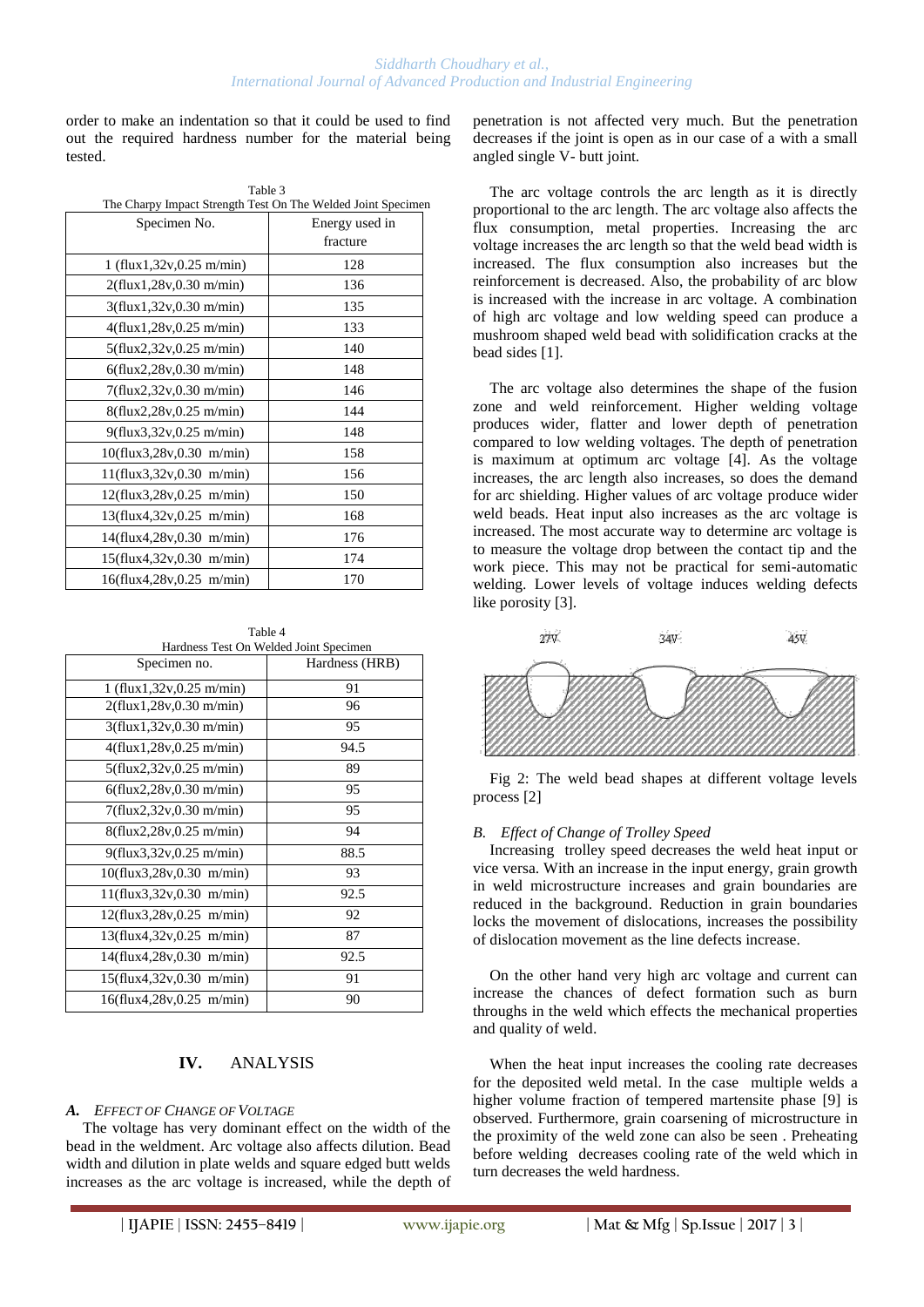order to make an indentation so that it could be used to find out the required hardness number for the material being tested.

Table 3
The Charpy Impact Strength Test On The Welded Joint Specimen

| Specimen No. | Energy used in fracture |
|---|---|
| 1 (flux1,32v,0.25 m/min) | 128 |
| 2(flux1,28v,0.30 m/min) | 136 |
| 3(flux1,32v,0.30 m/min) | 135 |
| 4(flux1,28v,0.25 m/min) | 133 |
| 5(flux2,32v,0.25 m/min) | 140 |
| 6(flux2,28v,0.30 m/min) | 148 |
| 7(flux2,32v,0.30 m/min) | 146 |
| 8(flux2,28v,0.25 m/min) | 144 |
| 9(flux3,32v,0.25 m/min) | 148 |
| 10(flux3,28v,0.30 m/min) | 158 |
| 11(flux3,32v,0.30 m/min) | 156 |
| 12(flux3,28v,0.25 m/min) | 150 |
| 13(flux4,32v,0.25 m/min) | 168 |
| 14(flux4,28v,0.30 m/min) | 176 |
| 15(flux4,32v,0.30 m/min) | 174 |
| 16(flux4,28v,0.25 m/min) | 170 |

Table 4
Hardness Test On Welded Joint Specimen

| Specimen no. | Hardness (HRB) |
|---|---|
| 1 (flux1,32v,0.25 m/min) | 91 |
| 2(flux1,28v,0.30 m/min) | 96 |
| 3(flux1,32v,0.30 m/min) | 95 |
| 4(flux1,28v,0.25 m/min) | 94.5 |
| 5(flux2,32v,0.25 m/min) | 89 |
| 6(flux2,28v,0.30 m/min) | 95 |
| 7(flux2,32v,0.30 m/min) | 95 |
| 8(flux2,28v,0.25 m/min) | 94 |
| 9(flux3,32v,0.25 m/min) | 88.5 |
| 10(flux3,28v,0.30 m/min) | 93 |
| 11(flux3,32v,0.30 m/min) | 92.5 |
| 12(flux3,28v,0.25 m/min) | 92 |
| 13(flux4,32v,0.25 m/min) | 87 |
| 14(flux4,28v,0.30 m/min) | 92.5 |
| 15(flux4,32v,0.30 m/min) | 91 |
| 16(flux4,28v,0.25 m/min) | 90 |

## IV. ANALYSIS

### *A. Effect of Change of Voltage*

The voltage has very dominant effect on the width of the bead in the weldment. Arc voltage also affects dilution. Bead width and dilution in plate welds and square edged butt welds increases as the arc voltage is increased, while the depth of penetration is not affected very much. But the penetration decreases if the joint is open as in our case of a with a small angled single V- butt joint.

The arc voltage controls the arc length as it is directly proportional to the arc length. The arc voltage also affects the flux consumption, metal properties. Increasing the arc voltage increases the arc length so that the weld bead width is increased. The flux consumption also increases but the reinforcement is decreased. Also, the probability of arc blow is increased with the increase in arc voltage. A combination of high arc voltage and low welding speed can produce a mushroom shaped weld bead with solidification cracks at the bead sides [1].

The arc voltage also determines the shape of the fusion zone and weld reinforcement. Higher welding voltage produces wider, flatter and lower depth of penetration compared to low welding voltages. The depth of penetration is maximum at optimum arc voltage [4]. As the voltage increases, the arc length also increases, so does the demand for arc shielding. Higher values of arc voltage produce wider weld beads. Heat input also increases as the arc voltage is increased. The most accurate way to determine arc voltage is to measure the voltage drop between the contact tip and the work piece. This may not be practical for semi-automatic welding. Lower levels of voltage induces welding defects like porosity [3].

27V 34V 45V

Fig 2: The weld bead shapes at different voltage levels process [2]

### *B. Effect of Change of Trolley Speed*

Increasing trolley speed decreases the weld heat input or vice versa. With an increase in the input energy, grain growth in weld microstructure increases and grain boundaries are reduced in the background. Reduction in grain boundaries locks the movement of dislocations, increases the possibility of dislocation movement as the line defects increase.

On the other hand very high arc voltage and current can increase the chances of defect formation such as burn throughs in the weld which effects the mechanical properties and quality of weld.

When the heat input increases the cooling rate decreases for the deposited weld metal. In the case multiple welds a higher volume fraction of tempered martensite phase [9] is observed. Furthermore, grain coarsening of microstructure in the proximity of the weld zone can also be seen . Preheating before welding decreases cooling rate of the weld which in turn decreases the weld hardness.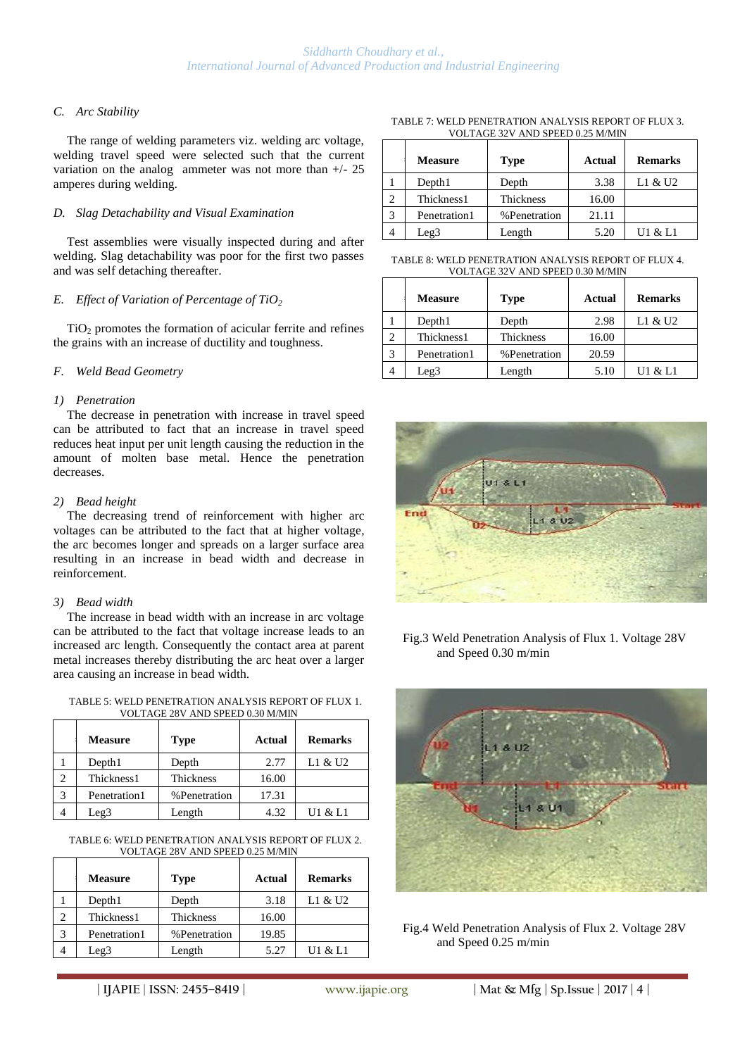### C. Arc Stability

The range of welding parameters viz. welding arc voltage, welding travel speed were selected such that the current variation on the analog ammeter was not more than +/- 25 amperes during welding.

### D. Slag Detachability and Visual Examination

Test assemblies were visually inspected during and after welding. Slag detachability was poor for the first two passes and was self detaching thereafter.

### E. Effect of Variation of Percentage of $TiO_2$

$TiO_2$ promotes the formation of acicular ferrite and refines the grains with an increase of ductility and toughness.

### F. Weld Bead Geometry

#### 1) Penetration

The decrease in penetration with increase in travel speed can be attributed to fact that an increase in travel speed reduces heat input per unit length causing the reduction in the amount of molten base metal. Hence the penetration decreases.

#### 2) Bead height

The decreasing trend of reinforcement with higher arc voltages can be attributed to the fact that at higher voltage, the arc becomes longer and spreads on a larger surface area resulting in an increase in bead width and decrease in reinforcement.

#### 3) Bead width

The increase in bead width with an increase in arc voltage can be attributed to the fact that voltage increase leads to an increased arc length. Consequently the contact area at parent metal increases thereby distributing the arc heat over a larger area causing an increase in bead width.

TABLE 5: WELD PENETRATION ANALYSIS REPORT OF FLUX 1. VOLTAGE 28V AND SPEED 0.30 M/MIN

| | Measure | Type | Actual | Remarks |
|---|---|---|---|---|
| 1 | Depth1 | Depth | 2.77 | L1 & U2 |
| 2 | Thickness1 | Thickness | 16.00 | |
| 3 | Penetration1 | %Penetration | 17.31 | |
| 4 | Leg3 | Length | 4.32 | U1 & L1 |

TABLE 6: WELD PENETRATION ANALYSIS REPORT OF FLUX 2. VOLTAGE 28V AND SPEED 0.25 M/MIN

| | Measure | Type | Actual | Remarks |
|---|---|---|---|---|
| 1 | Depth1 | Depth | 3.18 | L1 & U2 |
| 2 | Thickness1 | Thickness | 16.00 | |
| 3 | Penetration1 | %Penetration | 19.85 | |
| 4 | Leg3 | Length | 5.27 | U1 & L1 |

TABLE 7: WELD PENETRATION ANALYSIS REPORT OF FLUX 3. VOLTAGE 32V AND SPEED 0.25 M/MIN

| | Measure | Type | Actual | Remarks |
|---|---|---|---|---|
| 1 | Depth1 | Depth | 3.38 | L1 & U2 |
| 2 | Thickness1 | Thickness | 16.00 | |
| 3 | Penetration1 | %Penetration | 21.11 | |
| 4 | Leg3 | Length | 5.20 | U1 & L1 |

TABLE 8: WELD PENETRATION ANALYSIS REPORT OF FLUX 4. VOLTAGE 32V AND SPEED 0.30 M/MIN

| | Measure | Type | Actual | Remarks |
|---|---|---|---|---|
| 1 | Depth1 | Depth | 2.98 | L1 & U2 |
| 2 | Thickness1 | Thickness | 16.00 | |
| 3 | Penetration1 | %Penetration | 20.59 | |
| 4 | Leg3 | Length | 5.10 | U1 & L1 |

Fig.3 Weld Penetration Analysis of Flux 1. Voltage 28V and Speed 0.30 m/min

Fig.4 Weld Penetration Analysis of Flux 2. Voltage 28V and Speed 0.25 m/min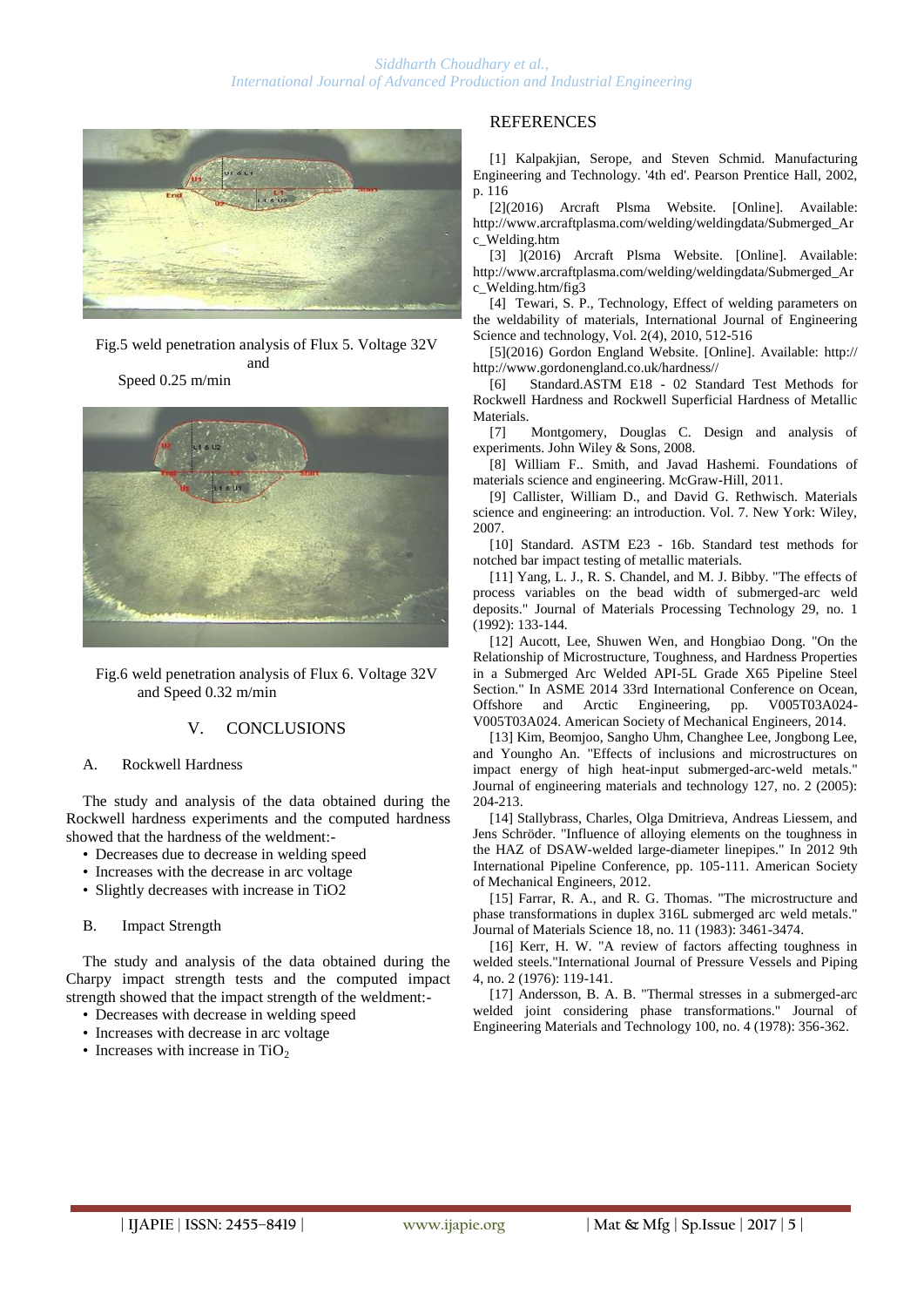Fig.5 weld penetration analysis of Flux 5. Voltage 32V and Speed 0.25 m/min

Fig.6 weld penetration analysis of Flux 6. Voltage 32V and Speed 0.32 m/min

## V. CONCLUSIONS

### A. Rockwell Hardness

The study and analysis of the data obtained during the Rockwell hardness experiments and the computed hardness showed that the hardness of the weldment:-

- Decreases due to decrease in welding speed
- Increases with the decrease in arc voltage
- Slightly decreases with increase in TiO2

### B. Impact Strength

The study and analysis of the data obtained during the Charpy impact strength tests and the computed impact strength showed that the impact strength of the weldment:-

- Decreases with decrease in welding speed
- Increases with decrease in arc voltage
- Increases with increase in $TiO_2$

## REFERENCES

[1] Kalpakjian, Serope, and Steven Schmid. Manufacturing Engineering and Technology. '4th ed'. Pearson Prentice Hall, 2002, p. 116

[2](2016) Arcraft Plsma Website. [Online]. Available: http://www.arcraftplasma.com/welding/weldingdata/Submerged_Arc_Welding.htm

[3] ](2016) Arcraft Plsma Website. [Online]. Available: http://www.arcraftplasma.com/welding/weldingdata/Submerged_Arc_Welding.htm/fig3

[4] Tewari, S. P., Technology, Effect of welding parameters on the weldability of materials, International Journal of Engineering Science and technology, Vol. 2(4), 2010, 512-516

[5](2016) Gordon England Website. [Online]. Available: http:// http://www.gordonengland.co.uk/hardness//

[6] Standard.ASTM E18 - 02 Standard Test Methods for Rockwell Hardness and Rockwell Superficial Hardness of Metallic Materials.

[7] Montgomery, Douglas C. Design and analysis of experiments. John Wiley & Sons, 2008.

[8] William F.. Smith, and Javad Hashemi. Foundations of materials science and engineering. McGraw-Hill, 2011.

[9] Callister, William D., and David G. Rethwisch. Materials science and engineering: an introduction. Vol. 7. New York: Wiley, 2007.

[10] Standard. ASTM E23 - 16b. Standard test methods for notched bar impact testing of metallic materials.

[11] Yang, L. J., R. S. Chandel, and M. J. Bibby. "The effects of process variables on the bead width of submerged-arc weld deposits." Journal of Materials Processing Technology 29, no. 1 (1992): 133-144.

[12] Aucott, Lee, Shuwen Wen, and Hongbiao Dong. "On the Relationship of Microstructure, Toughness, and Hardness Properties in a Submerged Arc Welded API-5L Grade X65 Pipeline Steel Section." In ASME 2014 33rd International Conference on Ocean, Offshore and Arctic Engineering, pp. V005T03A024-V005T03A024. American Society of Mechanical Engineers, 2014.

[13] Kim, Beomjoo, Sangho Uhm, Changhee Lee, Jongbong Lee, and Youngho An. "Effects of inclusions and microstructures on impact energy of high heat-input submerged-arc-weld metals." Journal of engineering materials and technology 127, no. 2 (2005): 204-213.

[14] Stallybrass, Charles, Olga Dmitrieva, Andreas Liessem, and Jens Schröder. "Influence of alloying elements on the toughness in the HAZ of DSAW-welded large-diameter linepipes." In 2012 9th International Pipeline Conference, pp. 105-111. American Society of Mechanical Engineers, 2012.

[15] Farrar, R. A., and R. G. Thomas. "The microstructure and phase transformations in duplex 316L submerged arc weld metals." Journal of Materials Science 18, no. 11 (1983): 3461-3474.

[16] Kerr, H. W. "A review of factors affecting toughness in welded steels."International Journal of Pressure Vessels and Piping 4, no. 2 (1976): 119-141.

[17] Andersson, B. A. B. "Thermal stresses in a submerged-arc welded joint considering phase transformations." Journal of Engineering Materials and Technology 100, no. 4 (1978): 356-362.